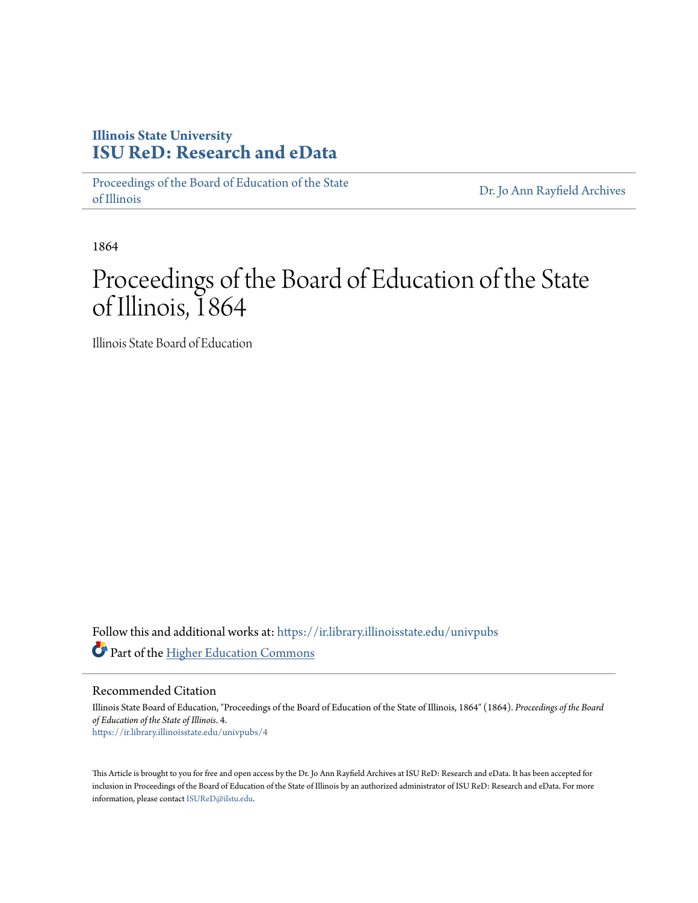Illinois State University
**ISU ReD: Research and eData**

Proceedings of the Board of Education of the State of Illinois | Dr. Jo Ann Rayfield Archives

1864

# Proceedings of the Board of Education of the State of Illinois, 1864

Illinois State Board of Education

Follow this and additional works at: https://ir.library.illinoisstate.edu/univpubs

Part of the Higher Education Commons

## Recommended Citation

Illinois State Board of Education, "Proceedings of the Board of Education of the State of Illinois, 1864" (1864). *Proceedings of the Board of Education of the State of Illinois*. 4.
https://ir.library.illinoisstate.edu/univpubs/4

This Article is brought to you for free and open access by the Dr. Jo Ann Rayfield Archives at ISU ReD: Research and eData. It has been accepted for inclusion in Proceedings of the Board of Education of the State of Illinois by an authorized administrator of ISU ReD: Research and eData. For more information, please contact ISUReD@ilstu.edu.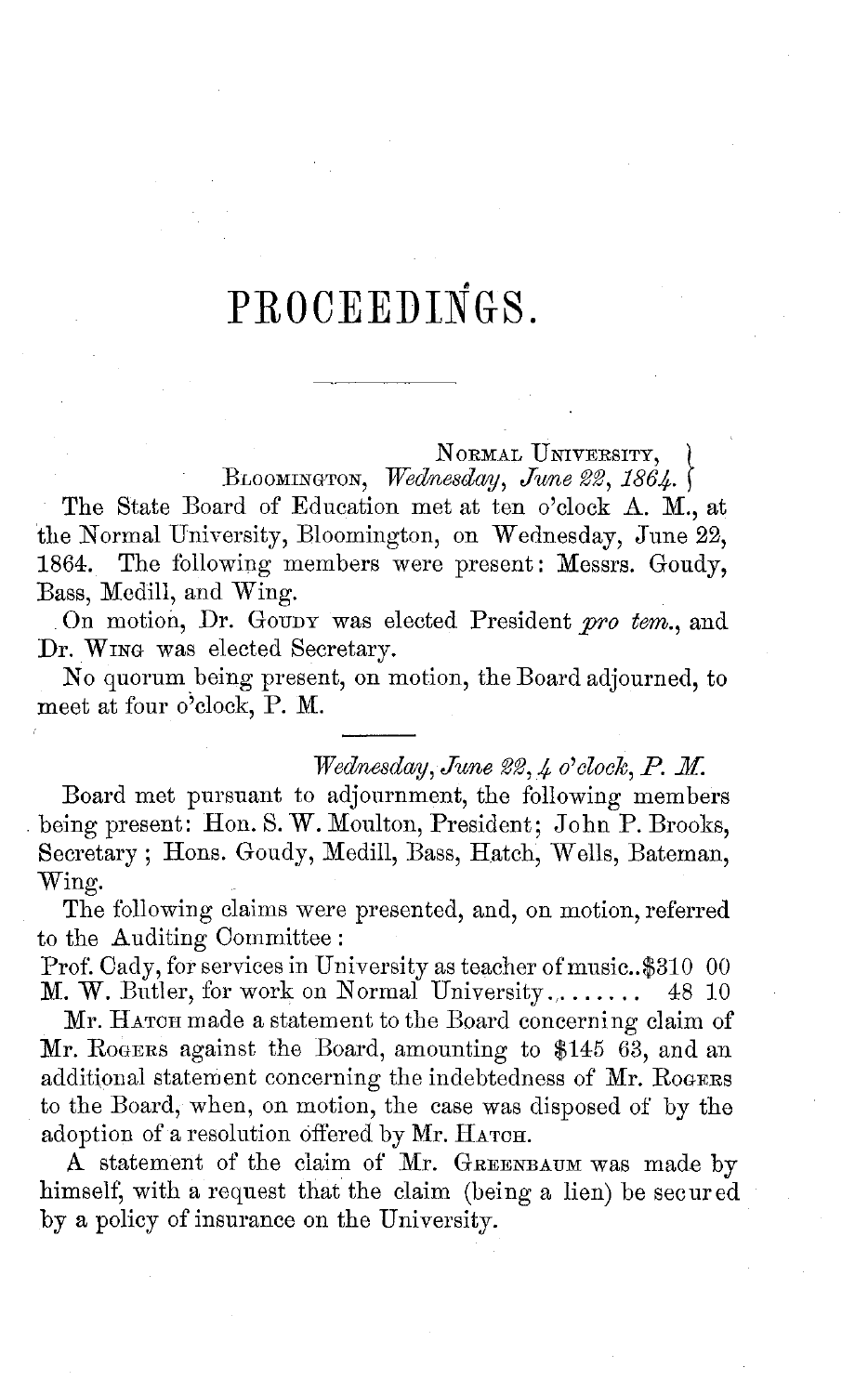# PROCEEDINGS.

---

NORMAL UNIVERSITY,
BLOOMINGTON, *Wednesday, June 22, 1864.*

The State Board of Education met at ten o'clock A. M., at the Normal University, Bloomington, on Wednesday, June 22, 1864. The following members were present: Messrs. Goudy, Bass, Medill, and Wing.

On motion, Dr. GOUDY was elected President *pro tem.*, and Dr. WING was elected Secretary.

No quorum being present, on motion, the Board adjourned, to meet at four o'clock, P. M.

---

*Wednesday, June 22, 4 o'clock, P. M.*

Board met pursuant to adjournment, the following members being present: Hon. S. W. Moulton, President; John P. Brooks, Secretary; Hons. Goudy, Medill, Bass, Hatch, Wells, Bateman, Wing.

The following claims were presented, and, on motion, referred to the Auditing Committee:

Prof. Cady, for services in University as teacher of music..$310 00
M. W. Butler, for work on Normal University........ 48 10

Mr. HATCH made a statement to the Board concerning claim of Mr. ROGERS against the Board, amounting to $145 63, and an additional statement concerning the indebtedness of Mr. ROGERS to the Board, when, on motion, the case was disposed of by the adoption of a resolution offered by Mr. HATCH.

A statement of the claim of Mr. GREENBAUM was made by himself, with a request that the claim (being a lien) be secured by a policy of insurance on the University.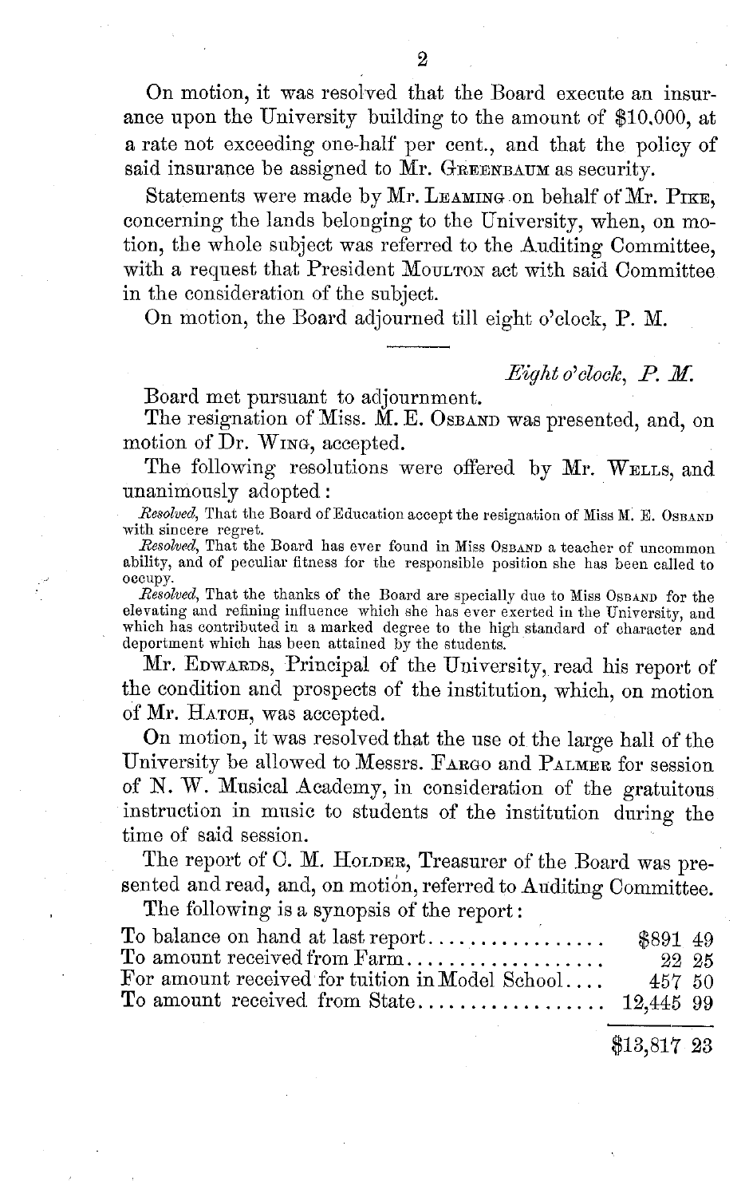On motion, it was resolved that the Board execute an insurance upon the University building to the amount of $10,000, at a rate not exceeding one-half per cent., and that the policy of said insurance be assigned to Mr. GREENBAUM as security.

Statements were made by Mr. LEAMING on behalf of Mr. PIKE, concerning the lands belonging to the University, when, on motion, the whole subject was referred to the Auditing Committee, with a request that President MOULTON act with said Committee in the consideration of the subject.

On motion, the Board adjourned till eight o'clock, P. M.

---

*Eight o'clock, P. M.*

Board met pursuant to adjournment.

The resignation of Miss. M. E. OSBAND was presented, and, on motion of Dr. WING, accepted.

The following resolutions were offered by Mr. WELLS, and unanimously adopted:

*Resolved*, That the Board of Education accept the resignation of Miss M. E. OSBAND with sincere regret.

*Resolved*, That the Board has ever found in Miss OSBAND a teacher of uncommon ability, and of peculiar fitness for the responsible position she has been called to occupy.

*Resolved*, That the thanks of the Board are specially due to Miss OSBAND for the elevating and refining influence which she has ever exerted in the University, and which has contributed in a marked degree to the high standard of character and deportment which has been attained by the students.

Mr. EDWARDS, Principal of the University, read his report of the condition and prospects of the institution, which, on motion of Mr. HATCH, was accepted.

On motion, it was resolved that the use of the large hall of the University be allowed to Messrs. FARGO and PALMER for session of N. W. Musical Academy, in consideration of the gratuitous instruction in music to students of the institution during the time of said session.

The report of C. M. HOLDER, Treasurer of the Board was presented and read, and, on motion, referred to Auditing Committee.

The following is a synopsis of the report:

| | |
|---|---:|
| To balance on hand at last report................. | $891 49 |
| To amount received from Farm.................. | 22 25 |
| For amount received for tuition in Model School.... | 457 50 |
| To amount received from State.................. | 12,445 99 |
| | $13,817 23 |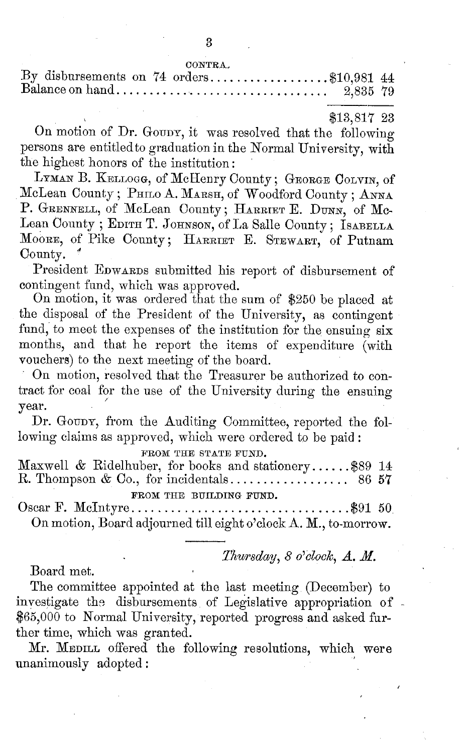CONTRA.

| | |
|---|---|
| By disbursements on 74 orders | $10,981 44 |
| Balance on hand | 2,835 79 |
| | $13,817 23 |

On motion of Dr. Goudy, it was resolved that the following persons are entitled to graduation in the Normal University, with the highest honors of the institution:

Lyman B. Kellogg, of McHenry County; George Colvin, of McLean County; Philo A. Marsh, of Woodford County; Anna P. Grennell, of McLean County; Harriet E. Dunn, of McLean County; Edith T. Johnson, of La Salle County; Isabella Moore, of Pike County; Harriet E. Stewart, of Putnam County.

President Edwards submitted his report of disbursement of contingent fund, which was approved.

On motion, it was ordered that the sum of $250 be placed at the disposal of the President of the University, as contingent fund, to meet the expenses of the institution for the ensuing six months, and that he report the items of expenditure (with vouchers) to the next meeting of the board.

On motion, resolved that the Treasurer be authorized to contract for coal for the use of the University during the ensuing year.

Dr. Goudy, from the Auditing Committee, reported the following claims as approved, which were ordered to be paid:

FROM THE STATE FUND.

| | |
|---|---|
| Maxwell & Ridelhuber, for books and stationery | $89 14 |
| R. Thompson & Co., for incidentals | 86 57 |

FROM THE BUILDING FUND.

| | |
|---|---|
| Oscar F. McIntyre | $91 50 |

On motion, Board adjourned till eight o'clock A. M., to-morrow.

---

*Thursday, 8 o'clock, A. M.*

Board met.

The committee appointed at the last meeting (December) to investigate the disbursements of Legislative appropriation of $65,000 to Normal University, reported progress and asked further time, which was granted.

Mr. Medill offered the following resolutions, which were unanimously adopted: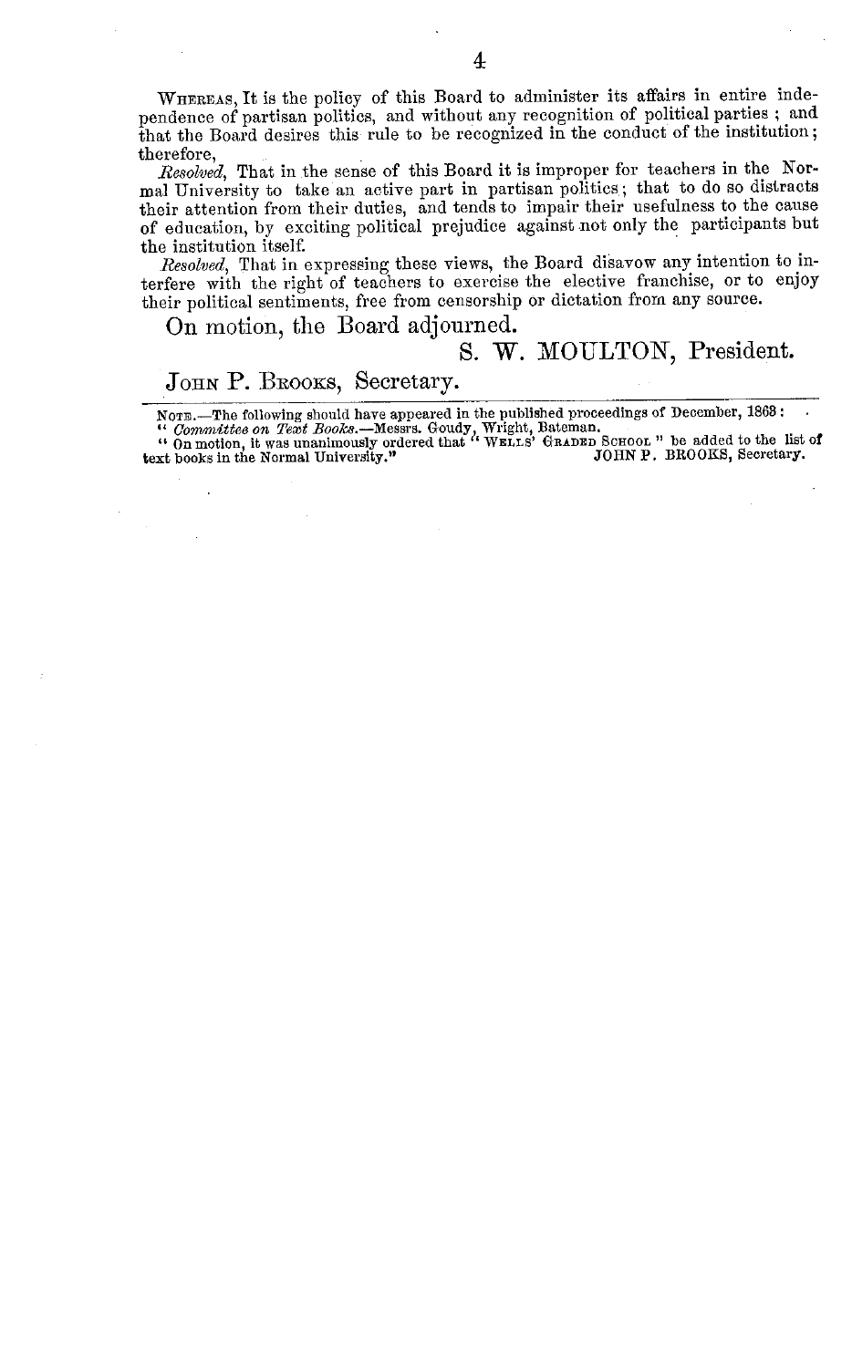WHEREAS, It is the policy of this Board to administer its affairs in entire independence of partisan politics, and without any recognition of political parties; and that the Board desires this rule to be recognized in the conduct of the institution; therefore,

*Resolved*, That in the sense of this Board it is improper for teachers in the Normal University to take an active part in partisan politics; that to do so distracts their attention from their duties, and tends to impair their usefulness to the cause of education, by exciting political prejudice against not only the participants but the institution itself.

*Resolved*, That in expressing these views, the Board disavow any intention to interfere with the right of teachers to exercise the elective franchise, or to enjoy their political sentiments, free from censorship or dictation from any source.

On motion, the Board adjourned.

S. W. MOULTON, President.

JOHN P. BROOKS, Secretary.

---

NOTE.—The following should have appeared in the published proceedings of December, 1868:

" *Committee on Text Books*.—Messrs. Goudy, Wright, Bateman.

" On motion, it was unanimously ordered that " WELLS' GRADED SCHOOL " be added to the list of text books in the Normal University."

JOHN P. BROOKS, Secretary.